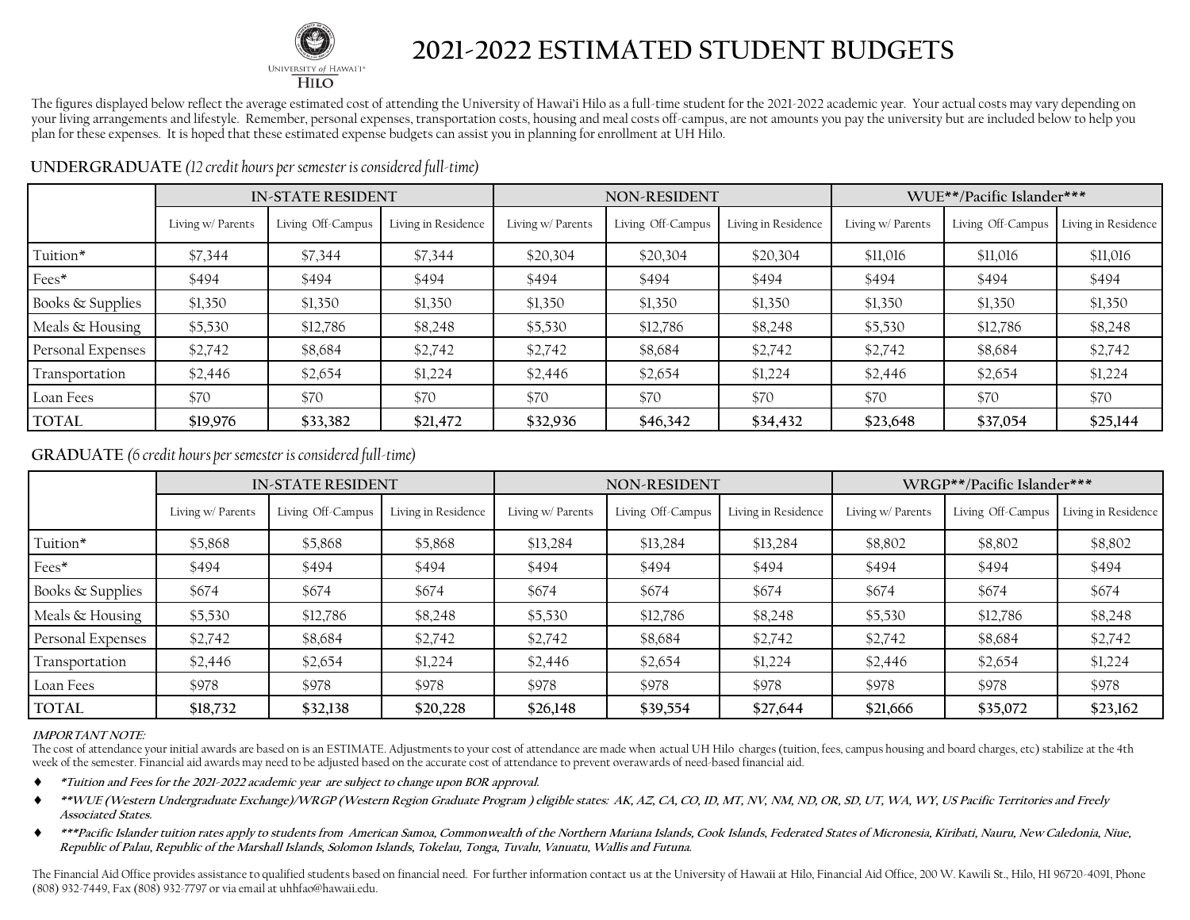University of Hawai'i Hilo

# 2021-2022 ESTIMATED STUDENT BUDGETS

The figures displayed below reflect the average estimated cost of attending the University of Hawai'i Hilo as a full-time student for the 2021-2022 academic year. Your actual costs may vary depending on your living arrangements and lifestyle. Remember, personal expenses, transportation costs, housing and meal costs off-campus, are not amounts you pay the university but are included below to help you plan for these expenses. It is hoped that these estimated expense budgets can assist you in planning for enrollment at UH Hilo.

## UNDERGRADUATE *(12 credit hours per semester is considered full-time)*

| | IN-STATE RESIDENT | | | NON-RESIDENT | | | WUE**/Pacific Islander*** | | |
|---|---|---|---|---|---|---|---|---|---|
| | Living w/ Parents | Living Off-Campus | Living in Residence | Living w/ Parents | Living Off-Campus | Living in Residence | Living w/ Parents | Living Off-Campus | Living in Residence |
| Tuition* | $7,344 | $7,344 | $7,344 | $20,304 | $20,304 | $20,304 | $11,016 | $11,016 | $11,016 |
| Fees* | $494 | $494 | $494 | $494 | $494 | $494 | $494 | $494 | $494 |
| Books & Supplies | $1,350 | $1,350 | $1,350 | $1,350 | $1,350 | $1,350 | $1,350 | $1,350 | $1,350 |
| Meals & Housing | $5,530 | $12,786 | $8,248 | $5,530 | $12,786 | $8,248 | $5,530 | $12,786 | $8,248 |
| Personal Expenses | $2,742 | $8,684 | $2,742 | $2,742 | $8,684 | $2,742 | $2,742 | $8,684 | $2,742 |
| Transportation | $2,446 | $2,654 | $1,224 | $2,446 | $2,654 | $1,224 | $2,446 | $2,654 | $1,224 |
| Loan Fees | $70 | $70 | $70 | $70 | $70 | $70 | $70 | $70 | $70 |
| **TOTAL** | **$19,976** | **$33,382** | **$21,472** | **$32,936** | **$46,342** | **$34,432** | **$23,648** | **$37,054** | **$25,144** |

## GRADUATE *(6 credit hours per semester is considered full-time)*

| | IN-STATE RESIDENT | | | NON-RESIDENT | | | WRGP**/Pacific Islander*** | | |
|---|---|---|---|---|---|---|---|---|---|
| | Living w/ Parents | Living Off-Campus | Living in Residence | Living w/ Parents | Living Off-Campus | Living in Residence | Living w/ Parents | Living Off-Campus | Living in Residence |
| Tuition* | $5,868 | $5,868 | $5,868 | $13,284 | $13,284 | $13,284 | $8,802 | $8,802 | $8,802 |
| Fees* | $494 | $494 | $494 | $494 | $494 | $494 | $494 | $494 | $494 |
| Books & Supplies | $674 | $674 | $674 | $674 | $674 | $674 | $674 | $674 | $674 |
| Meals & Housing | $5,530 | $12,786 | $8,248 | $5,530 | $12,786 | $8,248 | $5,530 | $12,786 | $8,248 |
| Personal Expenses | $2,742 | $8,684 | $2,742 | $2,742 | $8,684 | $2,742 | $2,742 | $8,684 | $2,742 |
| Transportation | $2,446 | $2,654 | $1,224 | $2,446 | $2,654 | $1,224 | $2,446 | $2,654 | $1,224 |
| Loan Fees | $978 | $978 | $978 | $978 | $978 | $978 | $978 | $978 | $978 |
| **TOTAL** | **$18,732** | **$32,138** | **$20,228** | **$26,148** | **$39,554** | **$27,644** | **$21,666** | **$35,072** | **$23,162** |

***IMPORTANT NOTE:***
The cost of attendance your initial awards are based on is an ESTIMATE. Adjustments to your cost of attendance are made when actual UH Hilo charges (tuition, fees, campus housing and board charges, etc) stabilize at the 4th week of the semester. Financial aid awards may need to be adjusted based on the accurate cost of attendance to prevent overawards of need-based financial aid.

- ***Tuition and Fees for the 2021-2022 academic year are subject to change upon BOR approval.***
- *****WUE (Western Undergraduate Exchange)/WRGP (Western Region Graduate Program ) eligible states: AK, AZ, CA, CO, ID, MT, NV, NM, ND, OR, SD, UT, WA, WY, US Pacific Territories and Freely Associated States.***
- ******Pacific Islander tuition rates apply to students from American Samoa, Commonwealth of the Northern Mariana Islands, Cook Islands, Federated States of Micronesia, Kiribati, Nauru, New Caledonia, Niue, Republic of Palau, Republic of the Marshall Islands, Solomon Islands, Tokelau, Tonga, Tuvalu, Vanuatu, Wallis and Futuna.***

The Financial Aid Office provides assistance to qualified students based on financial need. For further information contact us at the University of Hawaii at Hilo, Financial Aid Office, 200 W. Kawili St., Hilo, HI 96720-4091, Phone (808) 932-7449, Fax (808) 932-7797 or via email at uhhfao@hawaii.edu.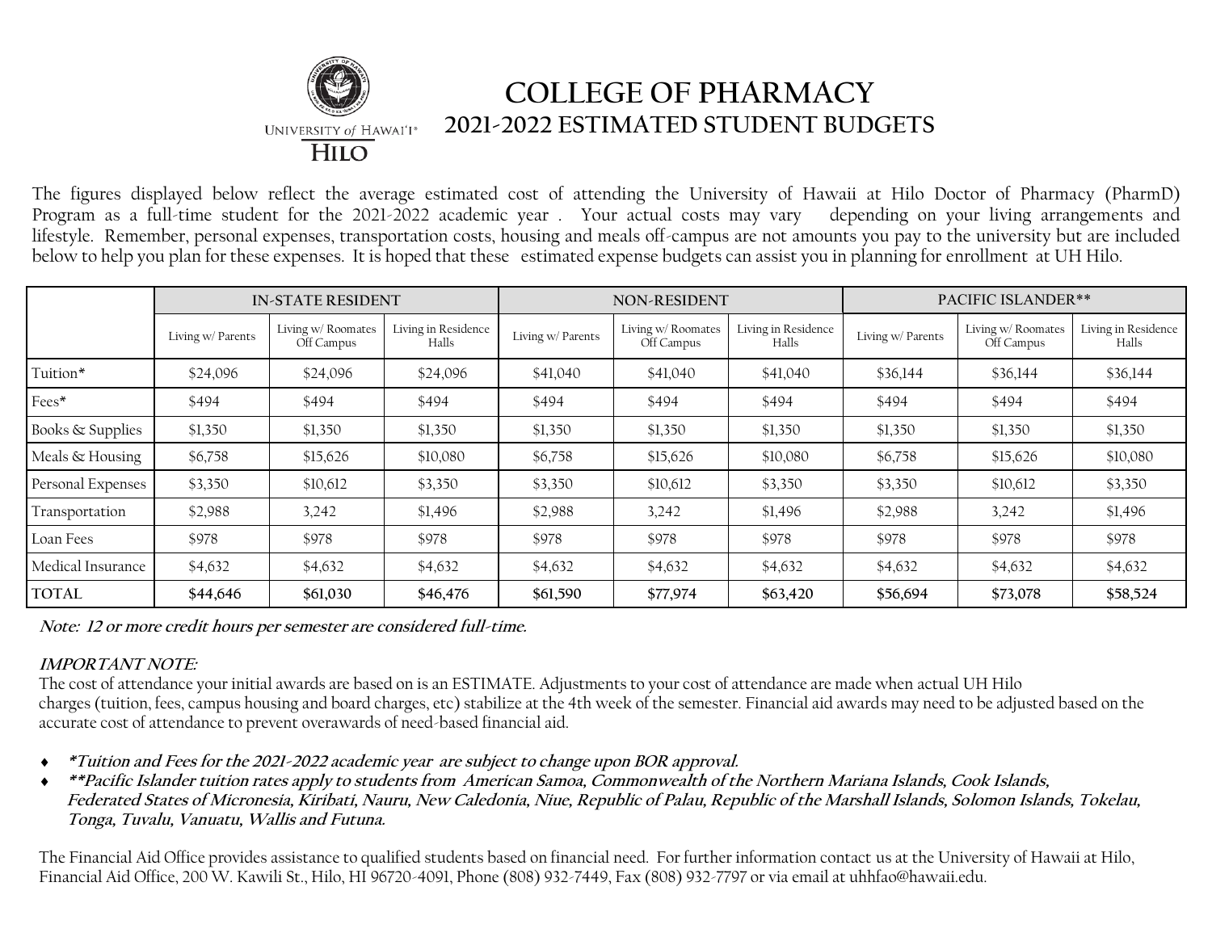# COLLEGE OF PHARMACY
## 2021-2022 ESTIMATED STUDENT BUDGETS

The figures displayed below reflect the average estimated cost of attending the University of Hawaii at Hilo Doctor of Pharmacy (PharmD) Program as a full-time student for the 2021-2022 academic year . Your actual costs may vary depending on your living arrangements and lifestyle. Remember, personal expenses, transportation costs, housing and meals off-campus are not amounts you pay to the university but are included below to help you plan for these expenses. It is hoped that these estimated expense budgets can assist you in planning for enrollment at UH Hilo.

| | IN-STATE RESIDENT | | | NON-RESIDENT | | | PACIFIC ISLANDER** | | |
|---|---|---|---|---|---|---|---|---|---|
| | Living w/ Parents | Living w/ Roomates Off Campus | Living in Residence Halls | Living w/ Parents | Living w/ Roomates Off Campus | Living in Residence Halls | Living w/ Parents | Living w/ Roomates Off Campus | Living in Residence Halls |
| Tuition* | $24,096 | $24,096 | $24,096 | $41,040 | $41,040 | $41,040 | $36,144 | $36,144 | $36,144 |
| Fees* | $494 | $494 | $494 | $494 | $494 | $494 | $494 | $494 | $494 |
| Books & Supplies | $1,350 | $1,350 | $1,350 | $1,350 | $1,350 | $1,350 | $1,350 | $1,350 | $1,350 |
| Meals & Housing | $6,758 | $15,626 | $10,080 | $6,758 | $15,626 | $10,080 | $6,758 | $15,626 | $10,080 |
| Personal Expenses | $3,350 | $10,612 | $3,350 | $3,350 | $10,612 | $3,350 | $3,350 | $10,612 | $3,350 |
| Transportation | $2,988 | 3,242 | $1,496 | $2,988 | 3,242 | $1,496 | $2,988 | 3,242 | $1,496 |
| Loan Fees | $978 | $978 | $978 | $978 | $978 | $978 | $978 | $978 | $978 |
| Medical Insurance | $4,632 | $4,632 | $4,632 | $4,632 | $4,632 | $4,632 | $4,632 | $4,632 | $4,632 |
| TOTAL | **$44,646** | **$61,030** | **$46,476** | **$61,590** | **$77,974** | **$63,420** | **$56,694** | **$73,078** | **$58,524** |

***Note: 12 or more credit hours per semester are considered full-time.***

***IMPORTANT NOTE:***

The cost of attendance your initial awards are based on is an ESTIMATE. Adjustments to your cost of attendance are made when actual UH Hilo charges (tuition, fees, campus housing and board charges, etc) stabilize at the 4th week of the semester. Financial aid awards may need to be adjusted based on the accurate cost of attendance to prevent overawards of need-based financial aid.

- ***\*Tuition and Fees for the 2021-2022 academic year are subject to change upon BOR approval.***
- ***\*\*Pacific Islander tuition rates apply to students from American Samoa, Commonwealth of the Northern Mariana Islands, Cook Islands, Federated States of Micronesia, Kiribati, Nauru, New Caledonia, Niue, Republic of Palau, Republic of the Marshall Islands, Solomon Islands, Tokelau, Tonga, Tuvalu, Vanuatu, Wallis and Futuna.***

The Financial Aid Office provides assistance to qualified students based on financial need. For further information contact us at the University of Hawaii at Hilo, Financial Aid Office, 200 W. Kawili St., Hilo, HI 96720-4091, Phone (808) 932-7449, Fax (808) 932-7797 or via email at uhhfao@hawaii.edu.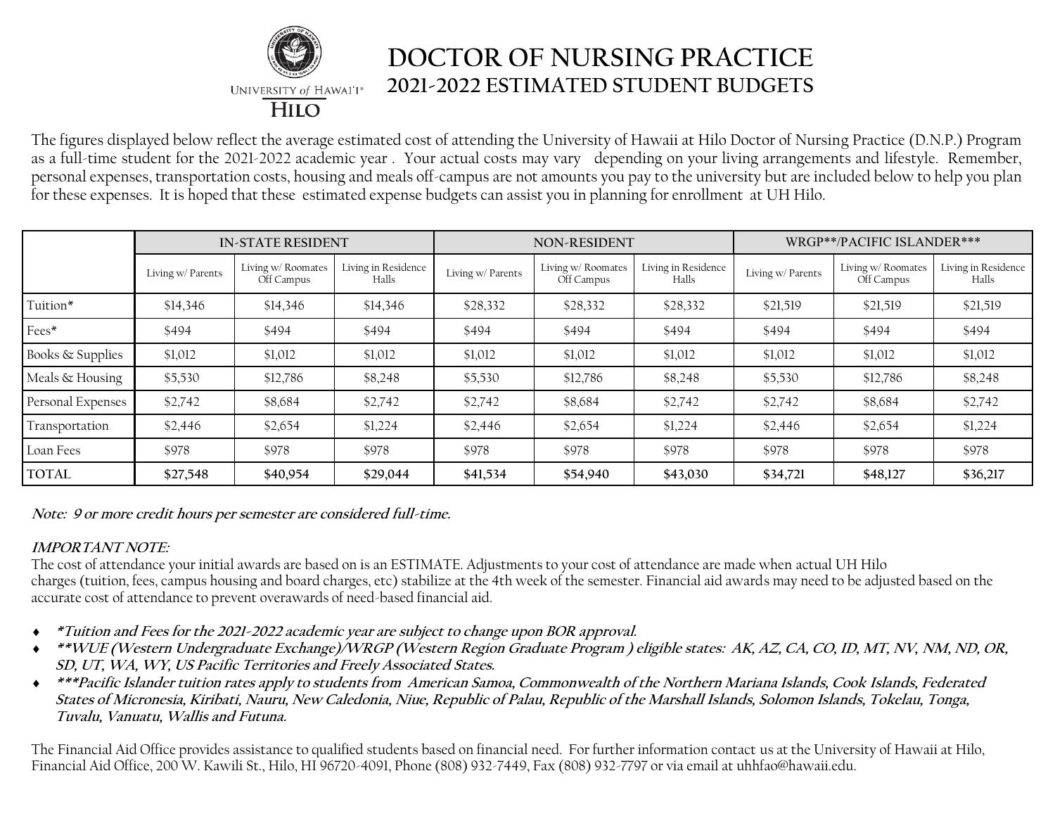UNIVERSITY of HAWAI'I® HILO

# DOCTOR OF NURSING PRACTICE
## 2021-2022 ESTIMATED STUDENT BUDGETS

The figures displayed below reflect the average estimated cost of attending the University of Hawaii at Hilo Doctor of Nursing Practice (D.N.P.) Program as a full-time student for the 2021-2022 academic year . Your actual costs may vary depending on your living arrangements and lifestyle. Remember, personal expenses, transportation costs, housing and meals off-campus are not amounts you pay to the university but are included below to help you plan for these expenses. It is hoped that these estimated expense budgets can assist you in planning for enrollment at UH Hilo.

| | IN-STATE RESIDENT | | | NON-RESIDENT | | | WRGP**/PACIFIC ISLANDER*** | | |
|---|---|---|---|---|---|---|---|---|---|
| | Living w/ Parents | Living w/ Roomates Off Campus | Living in Residence Halls | Living w/ Parents | Living w/ Roomates Off Campus | Living in Residence Halls | Living w/ Parents | Living w/ Roomates Off Campus | Living in Residence Halls |
| Tuition* | $14,346 | $14,346 | $14,346 | $28,332 | $28,332 | $28,332 | $21,519 | $21,519 | $21,519 |
| Fees* | $494 | $494 | $494 | $494 | $494 | $494 | $494 | $494 | $494 |
| Books & Supplies | $1,012 | $1,012 | $1,012 | $1,012 | $1,012 | $1,012 | $1,012 | $1,012 | $1,012 |
| Meals & Housing | $5,530 | $12,786 | $8,248 | $5,530 | $12,786 | $8,248 | $5,530 | $12,786 | $8,248 |
| Personal Expenses | $2,742 | $8,684 | $2,742 | $2,742 | $8,684 | $2,742 | $2,742 | $8,684 | $2,742 |
| Transportation | $2,446 | $2,654 | $1,224 | $2,446 | $2,654 | $1,224 | $2,446 | $2,654 | $1,224 |
| Loan Fees | $978 | $978 | $978 | $978 | $978 | $978 | $978 | $978 | $978 |
| **TOTAL** | **$27,548** | **$40,954** | **$29,044** | **$41,534** | **$54,940** | **$43,030** | **$34,721** | **$48,127** | **$36,217** |

***Note: 9 or more credit hours per semester are considered full-time.***

***IMPORTANT NOTE:***

The cost of attendance your initial awards are based on is an ESTIMATE. Adjustments to your cost of attendance are made when actual UH Hilo charges (tuition, fees, campus housing and board charges, etc) stabilize at the 4th week of the semester. Financial aid awards may need to be adjusted based on the accurate cost of attendance to prevent overawards of need-based financial aid.

- ***\*Tuition and Fees for the 2021-2022 academic year are subject to change upon BOR approval.***
- ***\*\*WUE (Western Undergraduate Exchange)/WRGP (Western Region Graduate Program ) eligible states: AK, AZ, CA, CO, ID, MT, NV, NM, ND, OR, SD, UT, WA, WY, US Pacific Territories and Freely Associated States.***
- ***\*\*\*Pacific Islander tuition rates apply to students from American Samoa, Commonwealth of the Northern Mariana Islands, Cook Islands, Federated States of Micronesia, Kiribati, Nauru, New Caledonia, Niue, Republic of Palau, Republic of the Marshall Islands, Solomon Islands, Tokelau, Tonga, Tuvalu, Vanuatu, Wallis and Futuna.***

The Financial Aid Office provides assistance to qualified students based on financial need. For further information contact us at the University of Hawaii at Hilo, Financial Aid Office, 200 W. Kawili St., Hilo, HI 96720-4091, Phone (808) 932-7449, Fax (808) 932-7797 or via email at uhhfao@hawaii.edu.